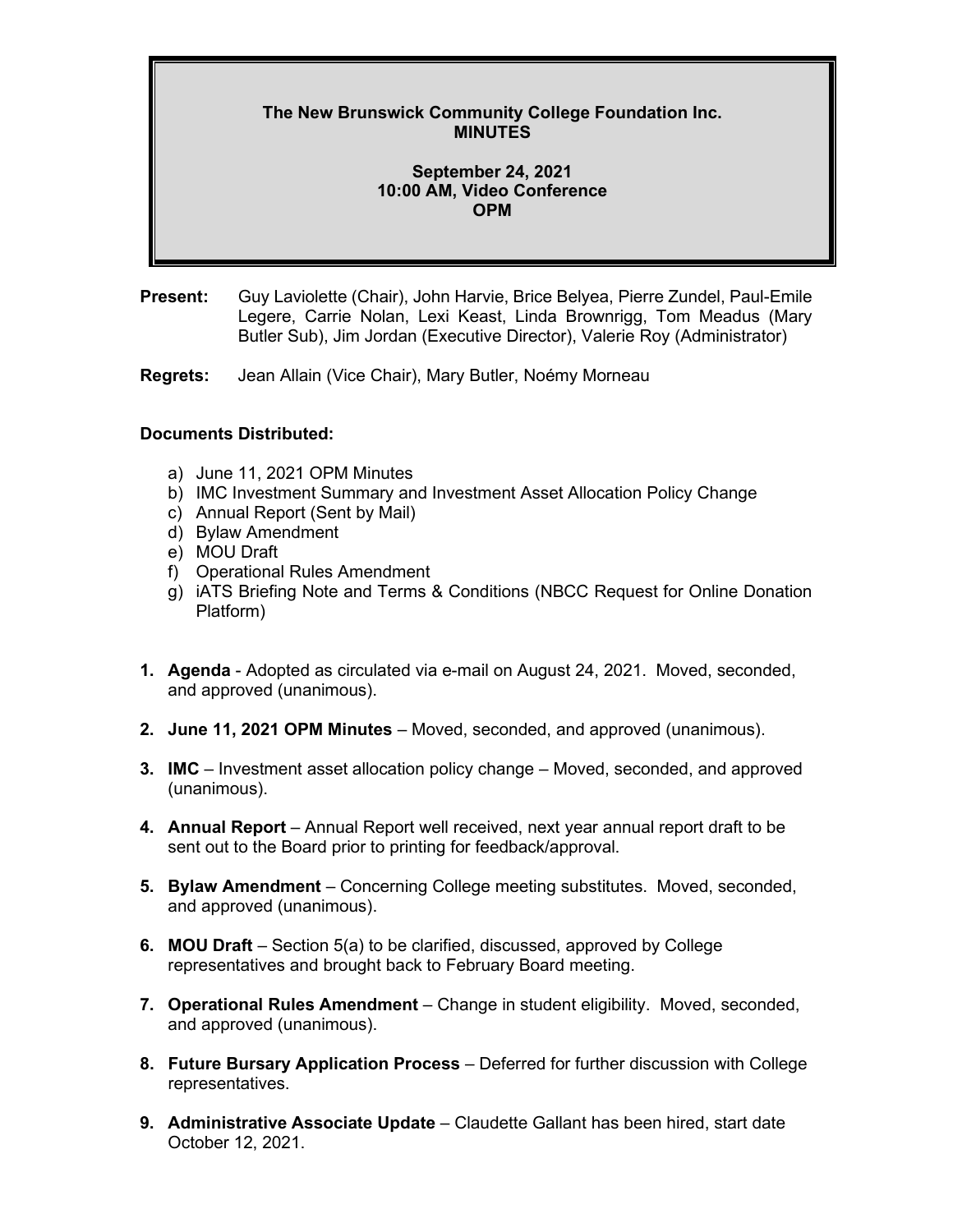# The New Brunswick Community College Foundation Inc.
# MINUTES

**September 24, 2021**
**10:00 AM, Video Conference**
**OPM**

**Present:** Guy Laviolette (Chair), John Harvie, Brice Belyea, Pierre Zundel, Paul-Emile Legere, Carrie Nolan, Lexi Keast, Linda Brownrigg, Tom Meadus (Mary Butler Sub), Jim Jordan (Executive Director), Valerie Roy (Administrator)

**Regrets:** Jean Allain (Vice Chair), Mary Butler, Noémy Morneau

**Documents Distributed:**

a) June 11, 2021 OPM Minutes
b) IMC Investment Summary and Investment Asset Allocation Policy Change
c) Annual Report (Sent by Mail)
d) Bylaw Amendment
e) MOU Draft
f) Operational Rules Amendment
g) iATS Briefing Note and Terms & Conditions (NBCC Request for Online Donation Platform)

1. **Agenda** - Adopted as circulated via e-mail on August 24, 2021. Moved, seconded, and approved (unanimous).

2. **June 11, 2021 OPM Minutes** – Moved, seconded, and approved (unanimous).

3. **IMC** – Investment asset allocation policy change – Moved, seconded, and approved (unanimous).

4. **Annual Report** – Annual Report well received, next year annual report draft to be sent out to the Board prior to printing for feedback/approval.

5. **Bylaw Amendment** – Concerning College meeting substitutes. Moved, seconded, and approved (unanimous).

6. **MOU Draft** – Section 5(a) to be clarified, discussed, approved by College representatives and brought back to February Board meeting.

7. **Operational Rules Amendment** – Change in student eligibility. Moved, seconded, and approved (unanimous).

8. **Future Bursary Application Process** – Deferred for further discussion with College representatives.

9. **Administrative Associate Update** – Claudette Gallant has been hired, start date October 12, 2021.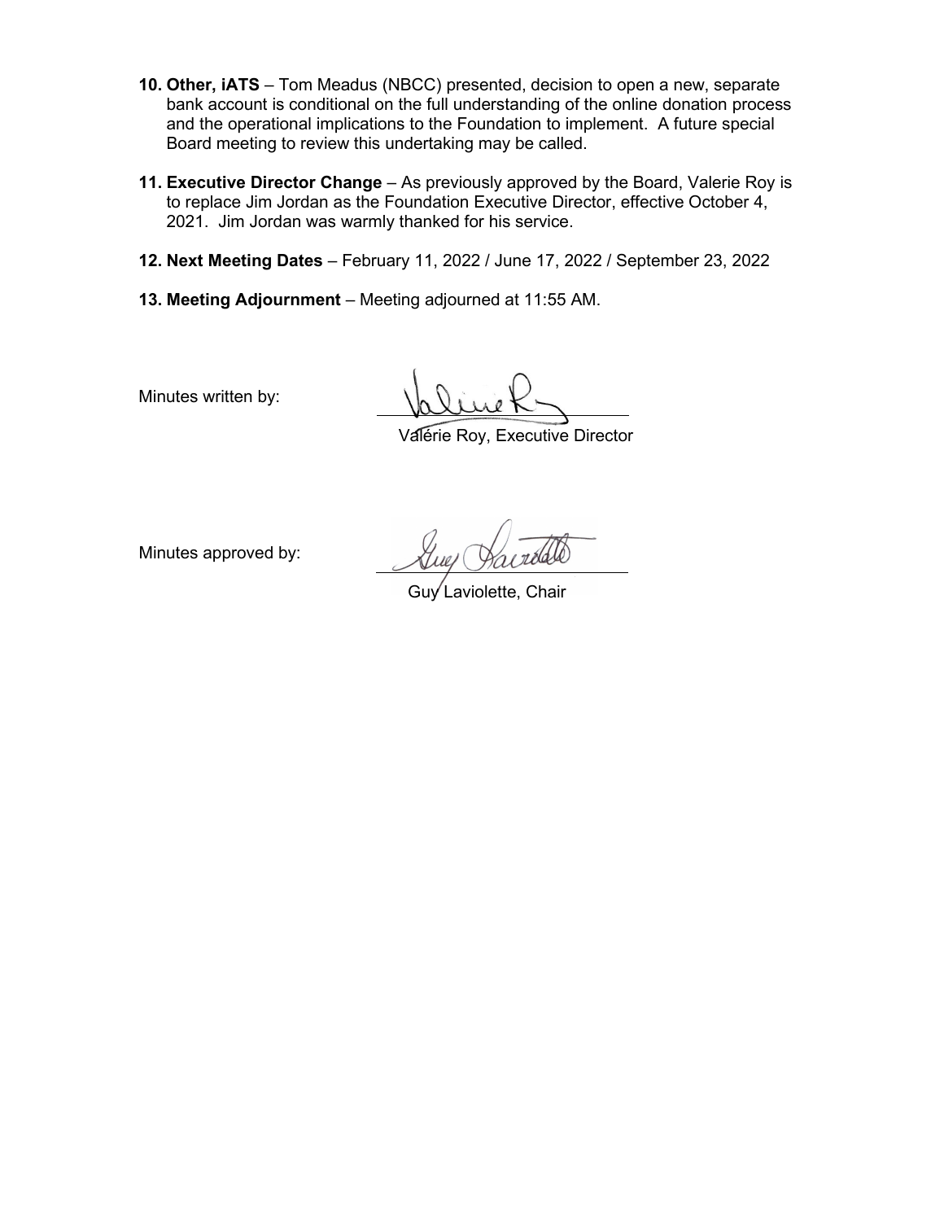10. **Other, iATS** – Tom Meadus (NBCC) presented, decision to open a new, separate bank account is conditional on the full understanding of the online donation process and the operational implications to the Foundation to implement. A future special Board meeting to review this undertaking may be called.

11. **Executive Director Change** – As previously approved by the Board, Valerie Roy is to replace Jim Jordan as the Foundation Executive Director, effective October 4, 2021. Jim Jordan was warmly thanked for his service.

12. **Next Meeting Dates** – February 11, 2022 / June 17, 2022 / September 23, 2022

13. **Meeting Adjournment** – Meeting adjourned at 11:55 AM.

Minutes written by: ______________________
Valérie Roy, Executive Director

Minutes approved by: ______________________
Guy Laviolette, Chair